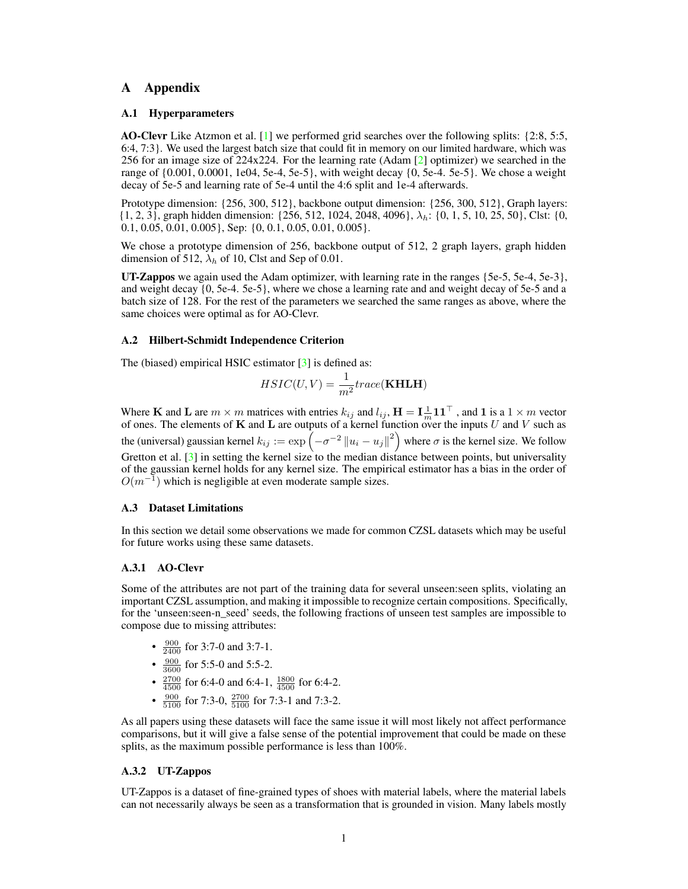# A Appendix

## A.1 Hyperparameters

**AO-Clevr** Like Atzmon et al. [1] we performed grid searches over the following splits: {2:8, 5:5, 6:4, 7:3}. We used the largest batch size that could fit in memory on our limited hardware, which was 256 for an image size of 224x224. For the learning rate (Adam [2] optimizer) we searched in the range of {0.001, 0.0001, 1e04, 5e-4, 5e-5}, with weight decay {0, 5e-4. 5e-5}. We chose a weight decay of 5e-5 and learning rate of 5e-4 until the 4:6 split and 1e-4 afterwards.

Prototype dimension: {256, 300, 512}, backbone output dimension: {256, 300, 512}, Graph layers: {1, 2, 3}, graph hidden dimension: {256, 512, 1024, 2048, 4096}, $\lambda_h$: {0, 1, 5, 10, 25, 50}, Clst: {0, 0.1, 0.05, 0.01, 0.005}, Sep: {0, 0.1, 0.05, 0.01, 0.005}.

We chose a prototype dimension of 256, backbone output of 512, 2 graph layers, graph hidden dimension of 512, $\lambda_h$ of 10, Clst and Sep of 0.01.

**UT-Zappos** we again used the Adam optimizer, with learning rate in the ranges {5e-5, 5e-4, 5e-3}, and weight decay {0, 5e-4. 5e-5}, where we chose a learning rate and and weight decay of 5e-5 and a batch size of 128. For the rest of the parameters we searched the same ranges as above, where the same choices were optimal as for AO-Clevr.

## A.2 Hilbert-Schmidt Independence Criterion

The (biased) empirical HSIC estimator [3] is defined as:

$$HSIC(U, V) = \frac{1}{m^2} trace(\mathbf{KHLH})$$

Where $\mathbf{K}$ and $\mathbf{L}$ are $m \times m$ matrices with entries $k_{ij}$ and $l_{ij}$, $\mathbf{H} = \mathbf{I}\frac{1}{m}\mathbf{1}\mathbf{1}^\top$ , and $\mathbf{1}$ is a $1 \times m$ vector of ones. The elements of $\mathbf{K}$ and $\mathbf{L}$ are outputs of a kernel function over the inputs $U$ and $V$ such as the (universal) gaussian kernel $k_{ij} := \exp\left(-\sigma^{-2} \|u_i - u_j\|^2\right)$ where $\sigma$ is the kernel size. We follow Gretton et al. [3] in setting the kernel size to the median distance between points, but universality of the gaussian kernel holds for any kernel size. The empirical estimator has a bias in the order of $O(m^{-1})$ which is negligible at even moderate sample sizes.

## A.3 Dataset Limitations

In this section we detail some observations we made for common CZSL datasets which may be useful for future works using these same datasets.

### A.3.1 AO-Clevr

Some of the attributes are not part of the training data for several unseen:seen splits, violating an important CZSL assumption, and making it impossible to recognize certain compositions. Specifically, for the 'unseen:seen-n_seed' seeds, the following fractions of unseen test samples are impossible to compose due to missing attributes:

- $\frac{900}{2400}$ for 3:7-0 and 3:7-1.
- $\frac{900}{3600}$ for 5:5-0 and 5:5-2.
- $\frac{2700}{4500}$ for 6:4-0 and 6:4-1, $\frac{1800}{4500}$ for 6:4-2.
- $\frac{900}{5100}$ for 7:3-0, $\frac{2700}{5100}$ for 7:3-1 and 7:3-2.

As all papers using these datasets will face the same issue it will most likely not affect performance comparisons, but it will give a false sense of the potential improvement that could be made on these splits, as the maximum possible performance is less than 100%.

### A.3.2 UT-Zappos

UT-Zappos is a dataset of fine-grained types of shoes with material labels, where the material labels can not necessarily always be seen as a transformation that is grounded in vision. Many labels mostly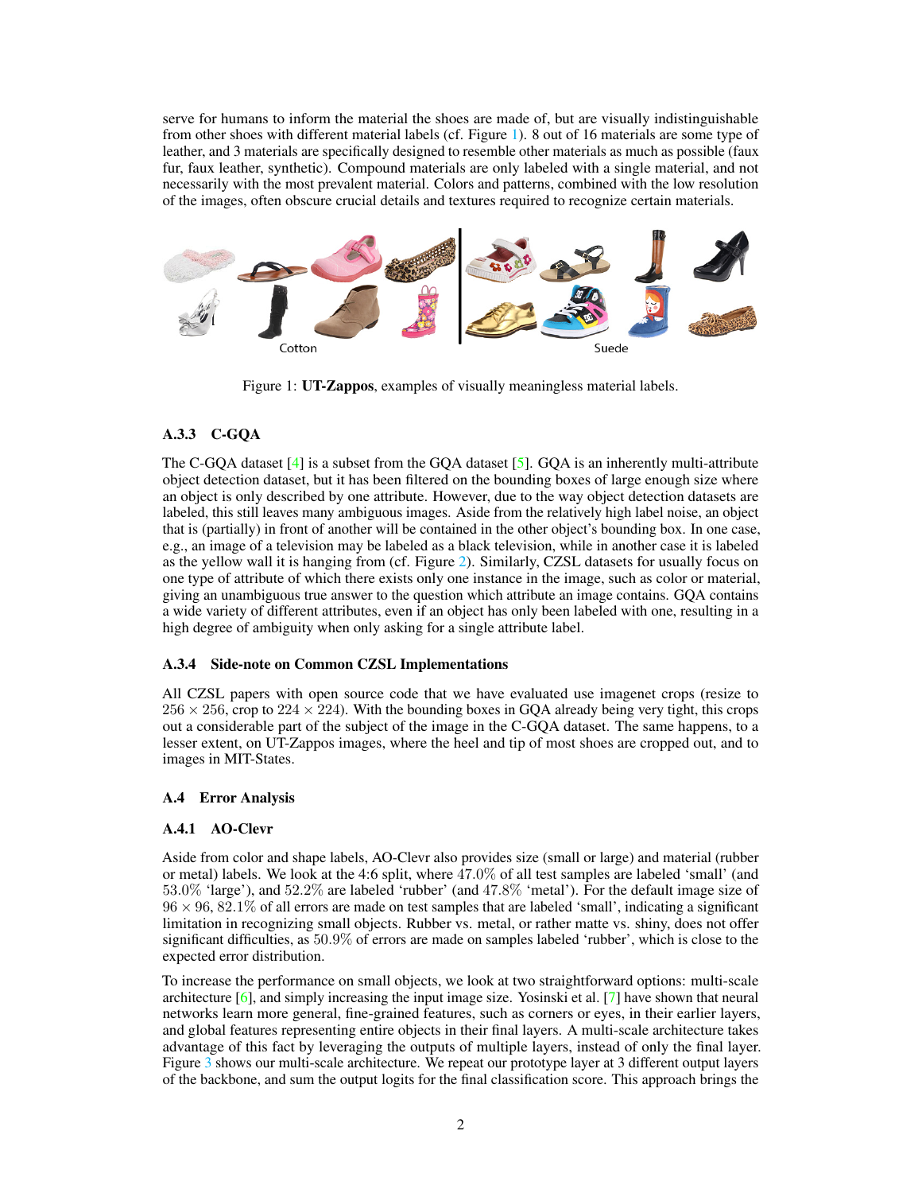serve for humans to inform the material the shoes are made of, but are visually indistinguishable from other shoes with different material labels (cf. Figure 1). 8 out of 16 materials are some type of leather, and 3 materials are specifically designed to resemble other materials as much as possible (faux fur, faux leather, synthetic). Compound materials are only labeled with a single material, and not necessarily with the most prevalent material. Colors and patterns, combined with the low resolution of the images, often obscure crucial details and textures required to recognize certain materials.

Figure 1: **UT-Zappos**, examples of visually meaningless material labels.

### A.3.3 C-GQA

The C-GQA dataset [4] is a subset from the GQA dataset [5]. GQA is an inherently multi-attribute object detection dataset, but it has been filtered on the bounding boxes of large enough size where an object is only described by one attribute. However, due to the way object detection datasets are labeled, this still leaves many ambiguous images. Aside from the relatively high label noise, an object that is (partially) in front of another will be contained in the other object's bounding box. In one case, e.g., an image of a television may be labeled as a black television, while in another case it is labeled as the yellow wall it is hanging from (cf. Figure 2). Similarly, CZSL datasets for usually focus on one type of attribute of which there exists only one instance in the image, such as color or material, giving an unambiguous true answer to the question which attribute an image contains. GQA contains a wide variety of different attributes, even if an object has only been labeled with one, resulting in a high degree of ambiguity when only asking for a single attribute label.

### A.3.4 Side-note on Common CZSL Implementations

All CZSL papers with open source code that we have evaluated use imagenet crops (resize to $256 \times 256$, crop to $224 \times 224$). With the bounding boxes in GQA already being very tight, this crops out a considerable part of the subject of the image in the C-GQA dataset. The same happens, to a lesser extent, on UT-Zappos images, where the heel and tip of most shoes are cropped out, and to images in MIT-States.

## A.4 Error Analysis

### A.4.1 AO-Clevr

Aside from color and shape labels, AO-Clevr also provides size (small or large) and material (rubber or metal) labels. We look at the 4:6 split, where $47.0\%$ of all test samples are labeled 'small' (and $53.0\%$ 'large'), and $52.2\%$ are labeled 'rubber' (and $47.8\%$ 'metal'). For the default image size of $96 \times 96$, $82.1\%$ of all errors are made on test samples that are labeled 'small', indicating a significant limitation in recognizing small objects. Rubber vs. metal, or rather matte vs. shiny, does not offer significant difficulties, as $50.9\%$ of errors are made on samples labeled 'rubber', which is close to the expected error distribution.

To increase the performance on small objects, we look at two straightforward options: multi-scale architecture [6], and simply increasing the input image size. Yosinski et al. [7] have shown that neural networks learn more general, fine-grained features, such as corners or eyes, in their earlier layers, and global features representing entire objects in their final layers. A multi-scale architecture takes advantage of this fact by leveraging the outputs of multiple layers, instead of only the final layer. Figure 3 shows our multi-scale architecture. We repeat our prototype layer at 3 different output layers of the backbone, and sum the output logits for the final classification score. This approach brings the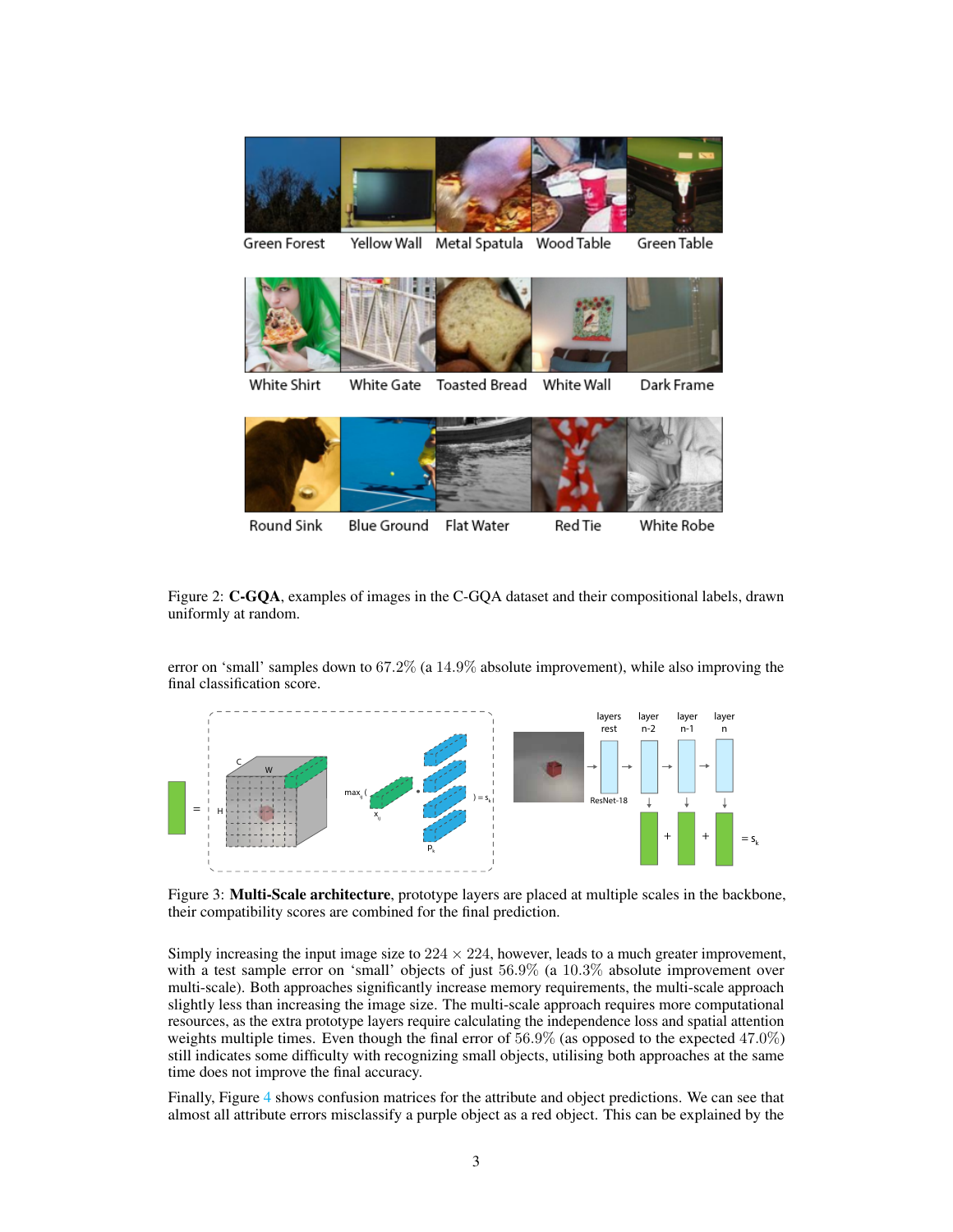Figure 2: **C-GQA**, examples of images in the C-GQA dataset and their compositional labels, drawn uniformly at random.

error on 'small' samples down to 67.2% (a 14.9% absolute improvement), while also improving the final classification score.

Figure 3: **Multi-Scale architecture**, prototype layers are placed at multiple scales in the backbone, their compatibility scores are combined for the final prediction.

Simply increasing the input image size to $224 \times 224$, however, leads to a much greater improvement, with a test sample error on 'small' objects of just 56.9% (a 10.3% absolute improvement over multi-scale). Both approaches significantly increase memory requirements, the multi-scale approach slightly less than increasing the image size. The multi-scale approach requires more computational resources, as the extra prototype layers require calculating the independence loss and spatial attention weights multiple times. Even though the final error of 56.9% (as opposed to the expected 47.0%) still indicates some difficulty with recognizing small objects, utilising both approaches at the same time does not improve the final accuracy.

Finally, Figure 4 shows confusion matrices for the attribute and object predictions. We can see that almost all attribute errors misclassify a purple object as a red object. This can be explained by the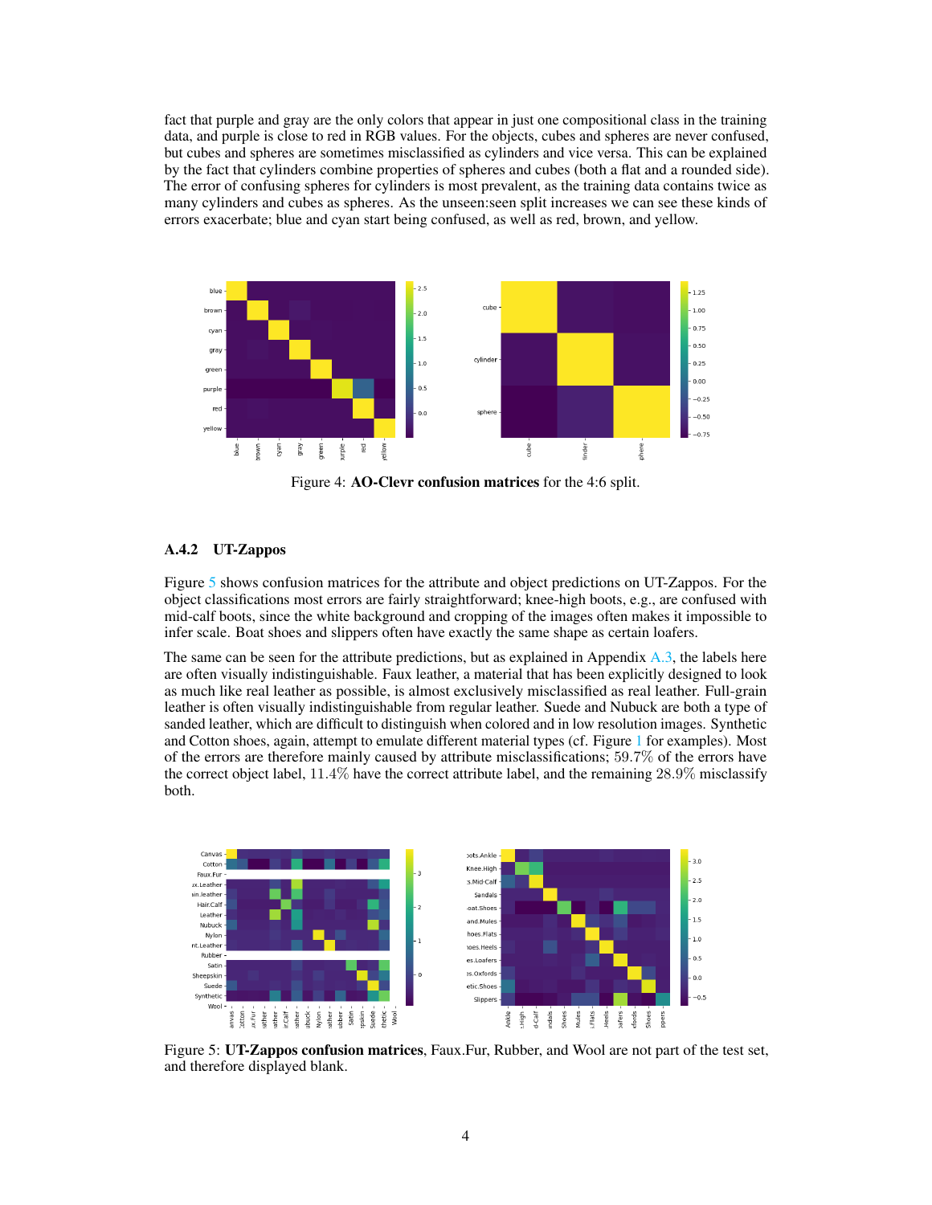fact that purple and gray are the only colors that appear in just one compositional class in the training data, and purple is close to red in RGB values. For the objects, cubes and spheres are never confused, but cubes and spheres are sometimes misclassified as cylinders and vice versa. This can be explained by the fact that cylinders combine properties of spheres and cubes (both a flat and a rounded side). The error of confusing spheres for cylinders is most prevalent, as the training data contains twice as many cylinders and cubes as spheres. As the unseen:seen split increases we can see these kinds of errors exacerbate; blue and cyan start being confused, as well as red, brown, and yellow.

Figure 4: **AO-Clevr confusion matrices** for the 4:6 split.

### A.4.2 UT-Zappos

Figure 5 shows confusion matrices for the attribute and object predictions on UT-Zappos. For the object classifications most errors are fairly straightforward; knee-high boots, e.g., are confused with mid-calf boots, since the white background and cropping of the images often makes it impossible to infer scale. Boat shoes and slippers often have exactly the same shape as certain loafers.

The same can be seen for the attribute predictions, but as explained in Appendix A.3, the labels here are often visually indistinguishable. Faux leather, a material that has been explicitly designed to look as much like real leather as possible, is almost exclusively misclassified as real leather. Full-grain leather is often visually indistinguishable from regular leather. Suede and Nubuck are both a type of sanded leather, which are difficult to distinguish when colored and in low resolution images. Synthetic and Cotton shoes, again, attempt to emulate different material types (cf. Figure 1 for examples). Most of the errors are therefore mainly caused by attribute misclassifications; $59.7\%$ of the errors have the correct object label, $11.4\%$ have the correct attribute label, and the remaining $28.9\%$ misclassify both.

Figure 5: **UT-Zappos confusion matrices**, Faux.Fur, Rubber, and Wool are not part of the test set, and therefore displayed blank.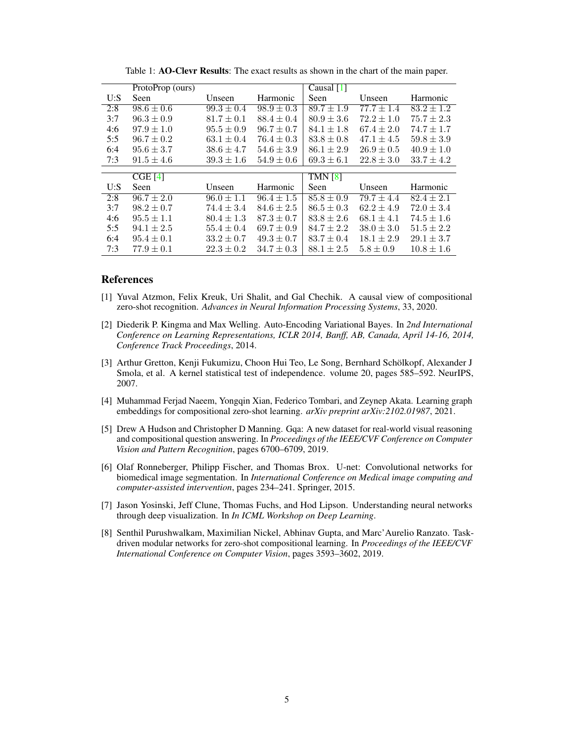Table 1: **AO-Clevr Results**: The exact results as shown in the chart of the main paper.

| | ProtoProp (ours) | | | Causal [1] | | |
|---|---|---|---|---|---|---|
| U:S | Seen | Unseen | Harmonic | Seen | Unseen | Harmonic |
| 2:8 | $98.6 \pm 0.6$ | $99.3 \pm 0.4$ | $98.9 \pm 0.3$ | $89.7 \pm 1.9$ | $77.7 \pm 1.4$ | $83.2 \pm 1.2$ |
| 3:7 | $96.3 \pm 0.9$ | $81.7 \pm 0.1$ | $88.4 \pm 0.4$ | $80.9 \pm 3.6$ | $72.2 \pm 1.0$ | $75.7 \pm 2.3$ |
| 4:6 | $97.9 \pm 1.0$ | $95.5 \pm 0.9$ | $96.7 \pm 0.7$ | $84.1 \pm 1.8$ | $67.4 \pm 2.0$ | $74.7 \pm 1.7$ |
| 5:5 | $96.7 \pm 0.2$ | $63.1 \pm 0.4$ | $76.4 \pm 0.3$ | $83.8 \pm 0.8$ | $47.1 \pm 4.5$ | $59.8 \pm 3.9$ |
| 6:4 | $95.6 \pm 3.7$ | $38.6 \pm 4.7$ | $54.6 \pm 3.9$ | $86.1 \pm 2.9$ | $26.9 \pm 0.5$ | $40.9 \pm 1.0$ |
| 7:3 | $91.5 \pm 4.6$ | $39.3 \pm 1.6$ | $54.9 \pm 0.6$ | $69.3 \pm 6.1$ | $22.8 \pm 3.0$ | $33.7 \pm 4.2$ |
| | CGE [4] | | | TMN [8] | | |
| U:S | Seen | Unseen | Harmonic | Seen | Unseen | Harmonic |
| 2:8 | $96.7 \pm 2.0$ | $96.0 \pm 1.1$ | $96.4 \pm 1.5$ | $85.8 \pm 0.9$ | $79.7 \pm 4.4$ | $82.4 \pm 2.1$ |
| 3:7 | $98.2 \pm 0.7$ | $74.4 \pm 3.4$ | $84.6 \pm 2.5$ | $86.5 \pm 0.3$ | $62.2 \pm 4.9$ | $72.0 \pm 3.4$ |
| 4:6 | $95.5 \pm 1.1$ | $80.4 \pm 1.3$ | $87.3 \pm 0.7$ | $83.8 \pm 2.6$ | $68.1 \pm 4.1$ | $74.5 \pm 1.6$ |
| 5:5 | $94.1 \pm 2.5$ | $55.4 \pm 0.4$ | $69.7 \pm 0.9$ | $84.7 \pm 2.2$ | $38.0 \pm 3.0$ | $51.5 \pm 2.2$ |
| 6:4 | $95.4 \pm 0.1$ | $33.2 \pm 0.7$ | $49.3 \pm 0.7$ | $83.7 \pm 0.4$ | $18.1 \pm 2.9$ | $29.1 \pm 3.7$ |
| 7:3 | $77.9 \pm 0.1$ | $22.3 \pm 0.2$ | $34.7 \pm 0.3$ | $88.1 \pm 2.5$ | $5.8 \pm 0.9$ | $10.8 \pm 1.6$ |

## References

[1] Yuval Atzmon, Felix Kreuk, Uri Shalit, and Gal Chechik. A causal view of compositional zero-shot recognition. *Advances in Neural Information Processing Systems*, 33, 2020.

[2] Diederik P. Kingma and Max Welling. Auto-Encoding Variational Bayes. In *2nd International Conference on Learning Representations, ICLR 2014, Banff, AB, Canada, April 14-16, 2014, Conference Track Proceedings*, 2014.

[3] Arthur Gretton, Kenji Fukumizu, Choon Hui Teo, Le Song, Bernhard Schölkopf, Alexander J Smola, et al. A kernel statistical test of independence. volume 20, pages 585–592. NeurIPS, 2007.

[4] Muhammad Ferjad Naeem, Yongqin Xian, Federico Tombari, and Zeynep Akata. Learning graph embeddings for compositional zero-shot learning. *arXiv preprint arXiv:2102.01987*, 2021.

[5] Drew A Hudson and Christopher D Manning. Gqa: A new dataset for real-world visual reasoning and compositional question answering. In *Proceedings of the IEEE/CVF Conference on Computer Vision and Pattern Recognition*, pages 6700–6709, 2019.

[6] Olaf Ronneberger, Philipp Fischer, and Thomas Brox. U-net: Convolutional networks for biomedical image segmentation. In *International Conference on Medical image computing and computer-assisted intervention*, pages 234–241. Springer, 2015.

[7] Jason Yosinski, Jeff Clune, Thomas Fuchs, and Hod Lipson. Understanding neural networks through deep visualization. In *In ICML Workshop on Deep Learning*.

[8] Senthil Purushwalkam, Maximilian Nickel, Abhinav Gupta, and Marc'Aurelio Ranzato. Task-driven modular networks for zero-shot compositional learning. In *Proceedings of the IEEE/CVF International Conference on Computer Vision*, pages 3593–3602, 2019.